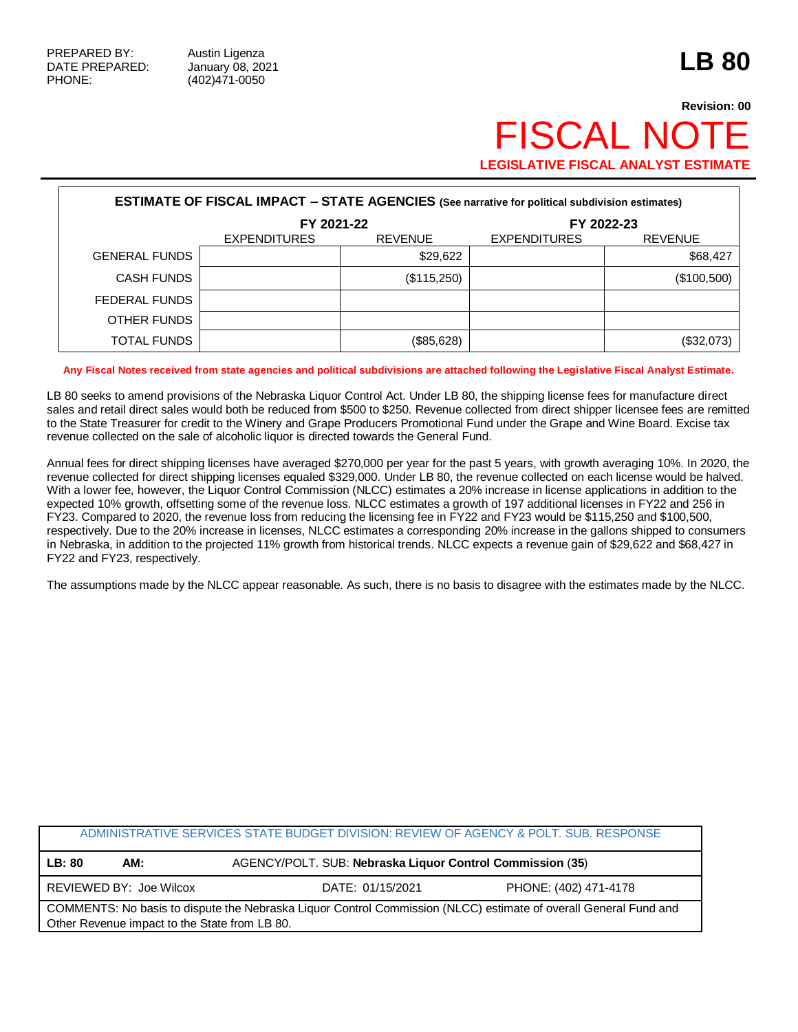PREPARED BY: Austin Ligenza
DATE PREPARED: January 08, 2021
PHONE: (402)471-0050

# LB 80

**Revision: 00**

# FISCAL NOTE

**LEGISLATIVE FISCAL ANALYST ESTIMATE**

**ESTIMATE OF FISCAL IMPACT – STATE AGENCIES** (See narrative for political subdivision estimates)

| | FY 2021-22 | | FY 2022-23 | |
|---|---|---|---|---|
| | EXPENDITURES | REVENUE | EXPENDITURES | REVENUE |
| GENERAL FUNDS | | $29,622 | | $68,427 |
| CASH FUNDS | | ($115,250) | | ($100,500) |
| FEDERAL FUNDS | | | | |
| OTHER FUNDS | | | | |
| TOTAL FUNDS | | ($85,628) | | ($32,073) |

**Any Fiscal Notes received from state agencies and political subdivisions are attached following the Legislative Fiscal Analyst Estimate.**

LB 80 seeks to amend provisions of the Nebraska Liquor Control Act. Under LB 80, the shipping license fees for manufacture direct sales and retail direct sales would both be reduced from $500 to $250. Revenue collected from direct shipper licensee fees are remitted to the State Treasurer for credit to the Winery and Grape Producers Promotional Fund under the Grape and Wine Board. Excise tax revenue collected on the sale of alcoholic liquor is directed towards the General Fund.

Annual fees for direct shipping licenses have averaged $270,000 per year for the past 5 years, with growth averaging 10%. In 2020, the revenue collected for direct shipping licenses equaled $329,000. Under LB 80, the revenue collected on each license would be halved. With a lower fee, however, the Liquor Control Commission (NLCC) estimates a 20% increase in license applications in addition to the expected 10% growth, offsetting some of the revenue loss. NLCC estimates a growth of 197 additional licenses in FY22 and 256 in FY23. Compared to 2020, the revenue loss from reducing the licensing fee in FY22 and FY23 would be $115,250 and $100,500, respectively. Due to the 20% increase in licenses, NLCC estimates a corresponding 20% increase in the gallons shipped to consumers in Nebraska, in addition to the projected 11% growth from historical trends. NLCC expects a revenue gain of $29,622 and $68,427 in FY22 and FY23, respectively.

The assumptions made by the NLCC appear reasonable. As such, there is no basis to disagree with the estimates made by the NLCC.

| ADMINISTRATIVE SERVICES STATE BUDGET DIVISION: REVIEW OF AGENCY & POLT. SUB. RESPONSE | | |
|---|---|---|
| **LB: 80** **AM:** | AGENCY/POLT. SUB: **Nebraska Liquor Control Commission** (**35**) | |
| REVIEWED BY: Joe Wilcox | DATE: 01/15/2021 | PHONE: (402) 471-4178 |
| COMMENTS: No basis to dispute the Nebraska Liquor Control Commission (NLCC) estimate of overall General Fund and Other Revenue impact to the State from LB 80. | | |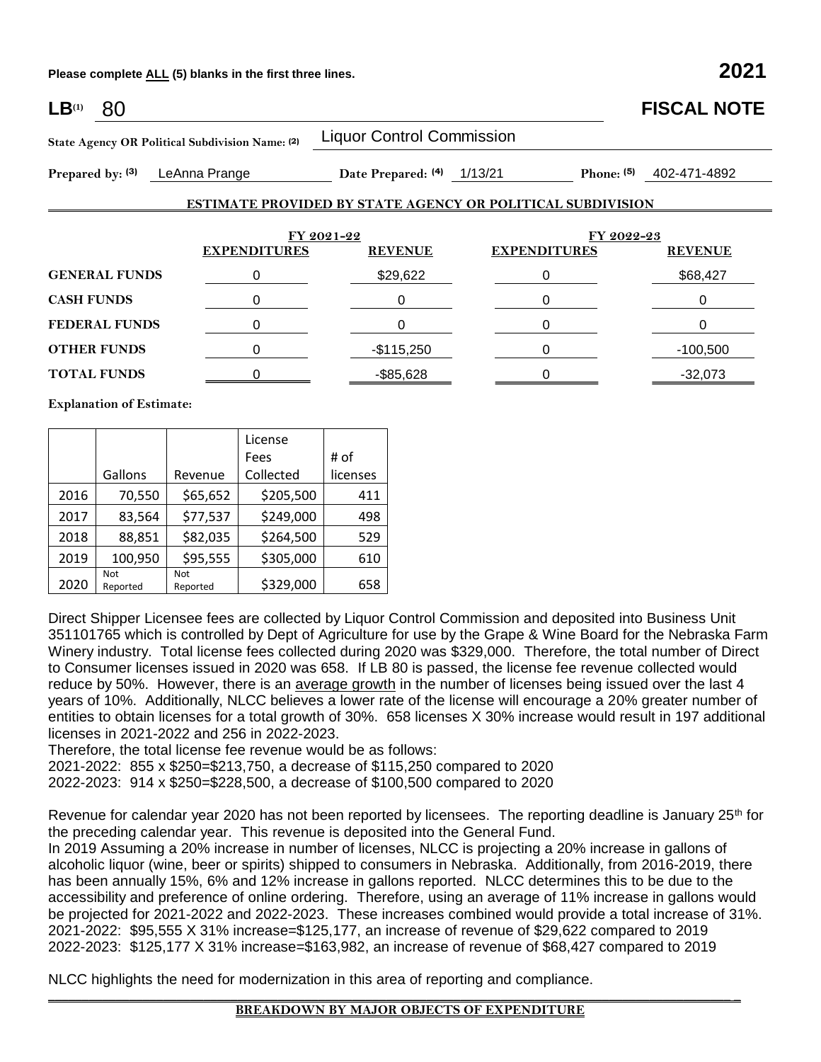Please complete ALL (5) blanks in the first three lines. **2021**

**LB**(1) 80 **FISCAL NOTE**

**State Agency OR Political Subdivision Name:** (2) Liquor Control Commission

**Prepared by:** (3) LeAnna Prange **Date Prepared:** (4) 1/13/21 **Phone:** (5) 402-471-4892

**ESTIMATE PROVIDED BY STATE AGENCY OR POLITICAL SUBDIVISION**

| | FY 2021-22 | | FY 2022-23 | |
|---|---|---|---|---|
| | **EXPENDITURES** | **REVENUE** | **EXPENDITURES** | **REVENUE** |
| **GENERAL FUNDS** | 0 | $29,622 | 0 | $68,427 |
| **CASH FUNDS** | 0 | 0 | 0 | 0 |
| **FEDERAL FUNDS** | 0 | 0 | 0 | 0 |
| **OTHER FUNDS** | 0 | -$115,250 | 0 | -100,500 |
| **TOTAL FUNDS** | 0 | -$85,628 | 0 | -32,073 |

**Explanation of Estimate:**

| | Gallons | Revenue | License Fees Collected | # of licenses |
|---|---|---|---|---|
| 2016 | 70,550 | $65,652 | $205,500 | 411 |
| 2017 | 83,564 | $77,537 | $249,000 | 498 |
| 2018 | 88,851 | $82,035 | $264,500 | 529 |
| 2019 | 100,950 | $95,555 | $305,000 | 610 |
| 2020 | Not Reported | Not Reported | $329,000 | 658 |

Direct Shipper Licensee fees are collected by Liquor Control Commission and deposited into Business Unit 351101765 which is controlled by Dept of Agriculture for use by the Grape & Wine Board for the Nebraska Farm Winery industry. Total license fees collected during 2020 was $329,000. Therefore, the total number of Direct to Consumer licenses issued in 2020 was 658. If LB 80 is passed, the license fee revenue collected would reduce by 50%. However, there is an average growth in the number of licenses being issued over the last 4 years of 10%. Additionally, NLCC believes a lower rate of the license will encourage a 20% greater number of entities to obtain licenses for a total growth of 30%. 658 licenses X 30% increase would result in 197 additional licenses in 2021-2022 and 256 in 2022-2023.

Therefore, the total license fee revenue would be as follows:

2021-2022: 855 x $250=$213,750, a decrease of $115,250 compared to 2020

2022-2023: 914 x $250=$228,500, a decrease of $100,500 compared to 2020

Revenue for calendar year 2020 has not been reported by licensees. The reporting deadline is January 25th for the preceding calendar year. This revenue is deposited into the General Fund.

In 2019 Assuming a 20% increase in number of licenses, NLCC is projecting a 20% increase in gallons of alcoholic liquor (wine, beer or spirits) shipped to consumers in Nebraska. Additionally, from 2016-2019, there has been annually 15%, 6% and 12% increase in gallons reported. NLCC determines this to be due to the accessibility and preference of online ordering. Therefore, using an average of 11% increase in gallons would be projected for 2021-2022 and 2022-2023. These increases combined would provide a total increase of 31%.

2021-2022: $95,555 X 31% increase=$125,177, an increase of revenue of $29,622 compared to 2019

2022-2023: $125,177 X 31% increase=$163,982, an increase of revenue of $68,427 compared to 2019

NLCC highlights the need for modernization in this area of reporting and compliance.

**BREAKDOWN BY MAJOR OBJECTS OF EXPENDITURE**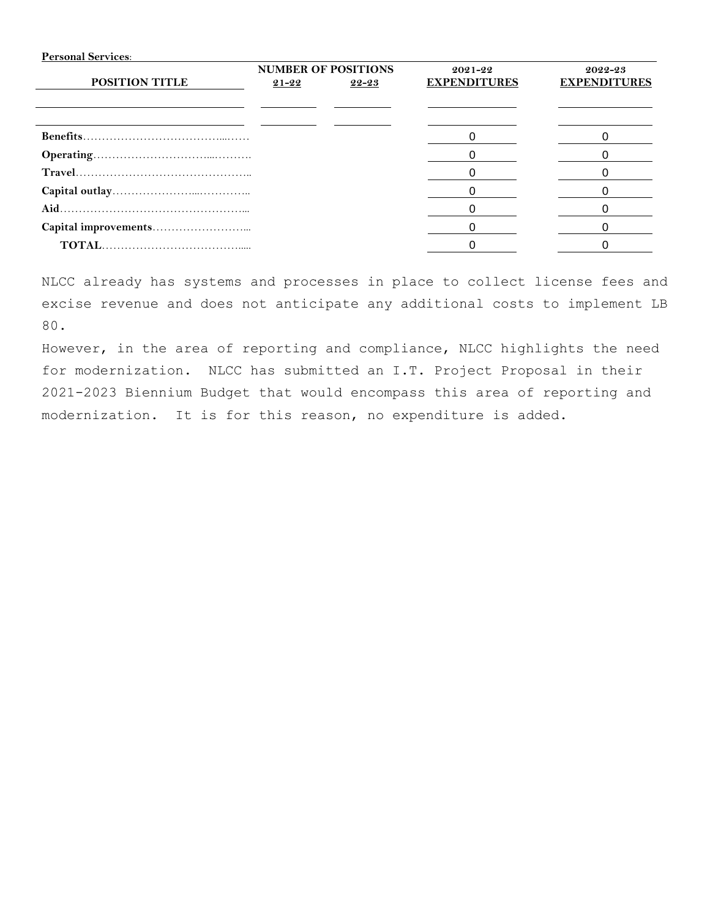**Personal Services**:

| POSITION TITLE | NUMBER OF POSITIONS 21-22 | 22-23 | 2021-22 EXPENDITURES | 2022-23 EXPENDITURES |
|---|---|---|---|---|
| | | | | |
| | | | | |
| **Benefits**…………………………………...…… | | | 0 | 0 |
| **Operating**…………………………...………. | | | 0 | 0 |
| **Travel**……………………………………….. | | | 0 | 0 |
| **Capital outlay**…………………....………….. | | | 0 | 0 |
| **Aid**…………………………………………... | | | 0 | 0 |
| **Capital improvements**……………………... | | | 0 | 0 |
| **TOTAL**……………………………….…. | | | 0 | 0 |

NLCC already has systems and processes in place to collect license fees and excise revenue and does not anticipate any additional costs to implement LB 80.

However, in the area of reporting and compliance, NLCC highlights the need for modernization. NLCC has submitted an I.T. Project Proposal in their 2021-2023 Biennium Budget that would encompass this area of reporting and modernization. It is for this reason, no expenditure is added.